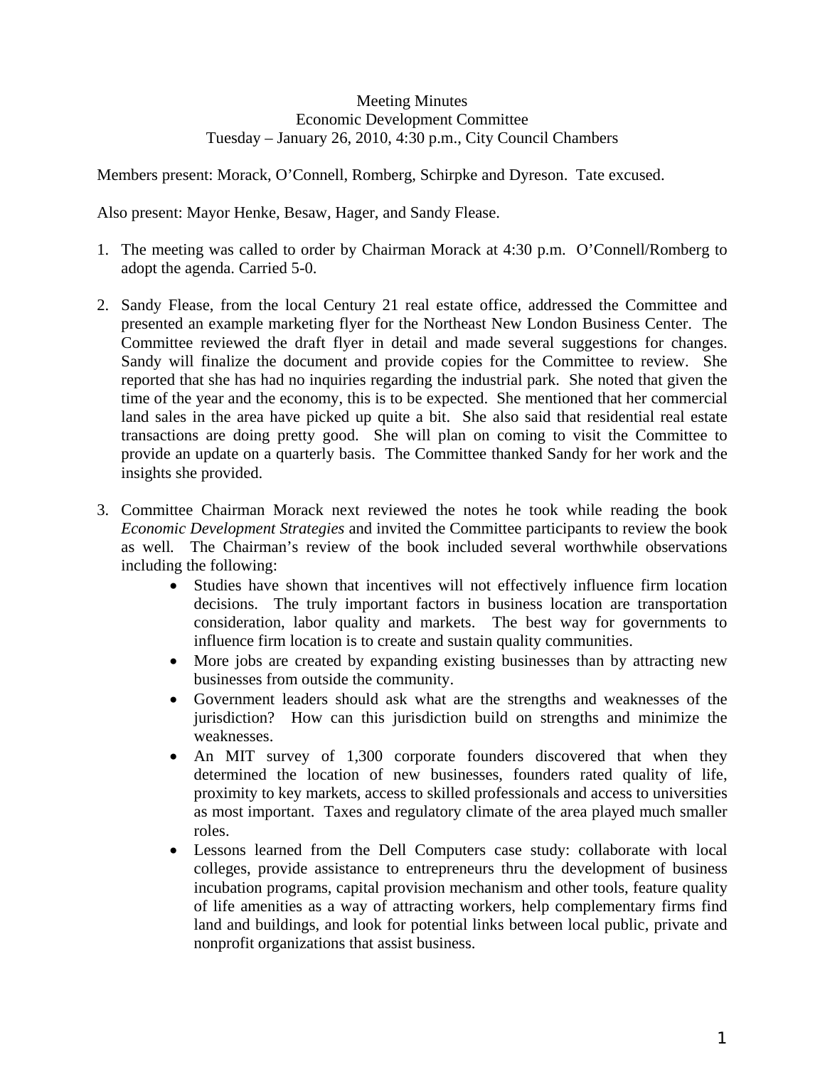Meeting Minutes
Economic Development Committee
Tuesday – January 26, 2010, 4:30 p.m., City Council Chambers

Members present: Morack, O'Connell, Romberg, Schirpke and Dyreson. Tate excused.

Also present: Mayor Henke, Besaw, Hager, and Sandy Flease.

1. The meeting was called to order by Chairman Morack at 4:30 p.m. O'Connell/Romberg to adopt the agenda. Carried 5-0.

2. Sandy Flease, from the local Century 21 real estate office, addressed the Committee and presented an example marketing flyer for the Northeast New London Business Center. The Committee reviewed the draft flyer in detail and made several suggestions for changes. Sandy will finalize the document and provide copies for the Committee to review. She reported that she has had no inquiries regarding the industrial park. She noted that given the time of the year and the economy, this is to be expected. She mentioned that her commercial land sales in the area have picked up quite a bit. She also said that residential real estate transactions are doing pretty good. She will plan on coming to visit the Committee to provide an update on a quarterly basis. The Committee thanked Sandy for her work and the insights she provided.

3. Committee Chairman Morack next reviewed the notes he took while reading the book *Economic Development Strategies* and invited the Committee participants to review the book as well. The Chairman's review of the book included several worthwhile observations including the following:
   - Studies have shown that incentives will not effectively influence firm location decisions. The truly important factors in business location are transportation consideration, labor quality and markets. The best way for governments to influence firm location is to create and sustain quality communities.
   - More jobs are created by expanding existing businesses than by attracting new businesses from outside the community.
   - Government leaders should ask what are the strengths and weaknesses of the jurisdiction? How can this jurisdiction build on strengths and minimize the weaknesses.
   - An MIT survey of 1,300 corporate founders discovered that when they determined the location of new businesses, founders rated quality of life, proximity to key markets, access to skilled professionals and access to universities as most important. Taxes and regulatory climate of the area played much smaller roles.
   - Lessons learned from the Dell Computers case study: collaborate with local colleges, provide assistance to entrepreneurs thru the development of business incubation programs, capital provision mechanism and other tools, feature quality of life amenities as a way of attracting workers, help complementary firms find land and buildings, and look for potential links between local public, private and nonprofit organizations that assist business.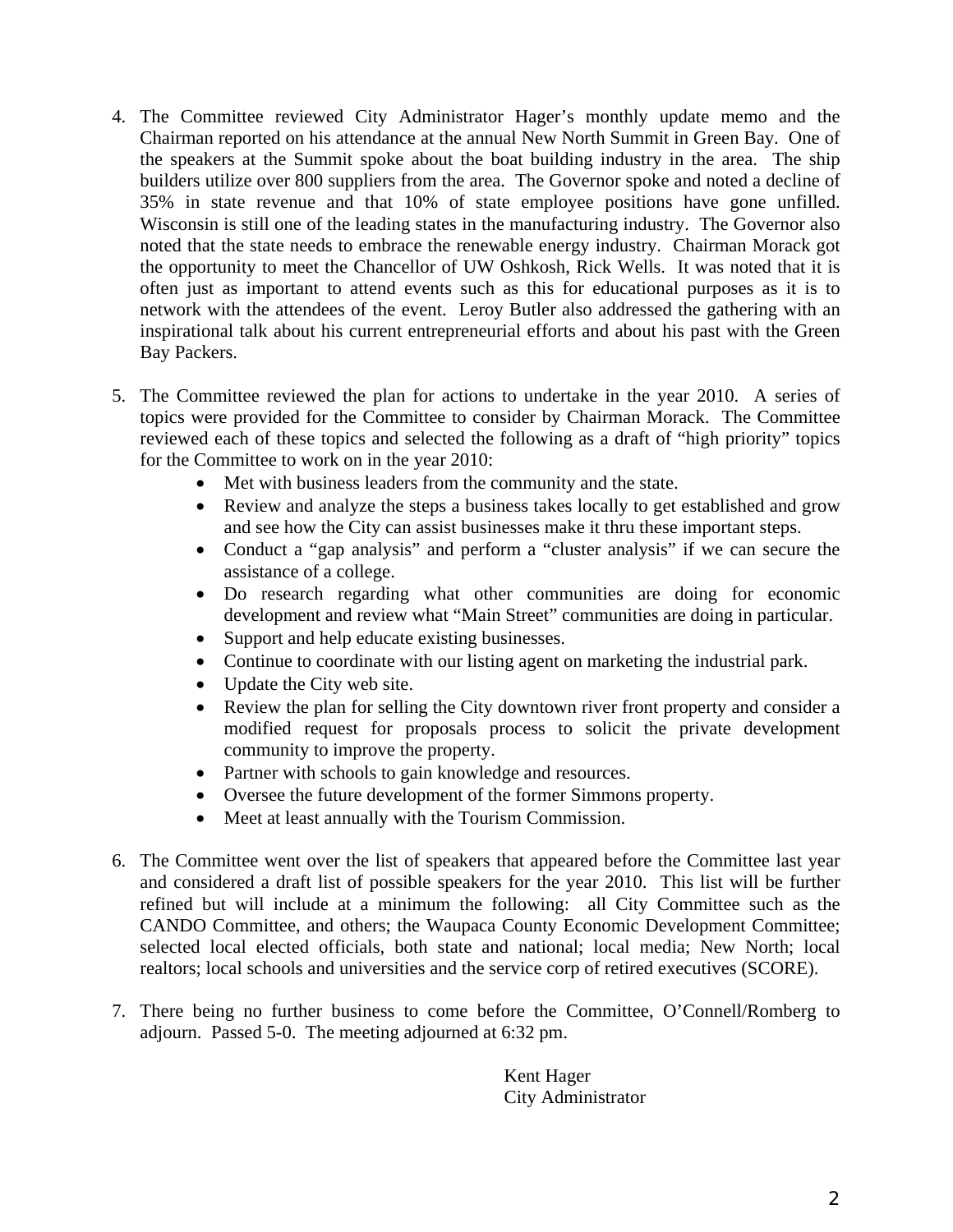4. The Committee reviewed City Administrator Hager's monthly update memo and the Chairman reported on his attendance at the annual New North Summit in Green Bay. One of the speakers at the Summit spoke about the boat building industry in the area. The ship builders utilize over 800 suppliers from the area. The Governor spoke and noted a decline of 35% in state revenue and that 10% of state employee positions have gone unfilled. Wisconsin is still one of the leading states in the manufacturing industry. The Governor also noted that the state needs to embrace the renewable energy industry. Chairman Morack got the opportunity to meet the Chancellor of UW Oshkosh, Rick Wells. It was noted that it is often just as important to attend events such as this for educational purposes as it is to network with the attendees of the event. Leroy Butler also addressed the gathering with an inspirational talk about his current entrepreneurial efforts and about his past with the Green Bay Packers.

5. The Committee reviewed the plan for actions to undertake in the year 2010. A series of topics were provided for the Committee to consider by Chairman Morack. The Committee reviewed each of these topics and selected the following as a draft of "high priority" topics for the Committee to work on in the year 2010:
   - Met with business leaders from the community and the state.
   - Review and analyze the steps a business takes locally to get established and grow and see how the City can assist businesses make it thru these important steps.
   - Conduct a "gap analysis" and perform a "cluster analysis" if we can secure the assistance of a college.
   - Do research regarding what other communities are doing for economic development and review what "Main Street" communities are doing in particular.
   - Support and help educate existing businesses.
   - Continue to coordinate with our listing agent on marketing the industrial park.
   - Update the City web site.
   - Review the plan for selling the City downtown river front property and consider a modified request for proposals process to solicit the private development community to improve the property.
   - Partner with schools to gain knowledge and resources.
   - Oversee the future development of the former Simmons property.
   - Meet at least annually with the Tourism Commission.

6. The Committee went over the list of speakers that appeared before the Committee last year and considered a draft list of possible speakers for the year 2010. This list will be further refined but will include at a minimum the following: all City Committee such as the CANDO Committee, and others; the Waupaca County Economic Development Committee; selected local elected officials, both state and national; local media; New North; local realtors; local schools and universities and the service corp of retired executives (SCORE).

7. There being no further business to come before the Committee, O'Connell/Romberg to adjourn. Passed 5-0. The meeting adjourned at 6:32 pm.

Kent Hager
City Administrator